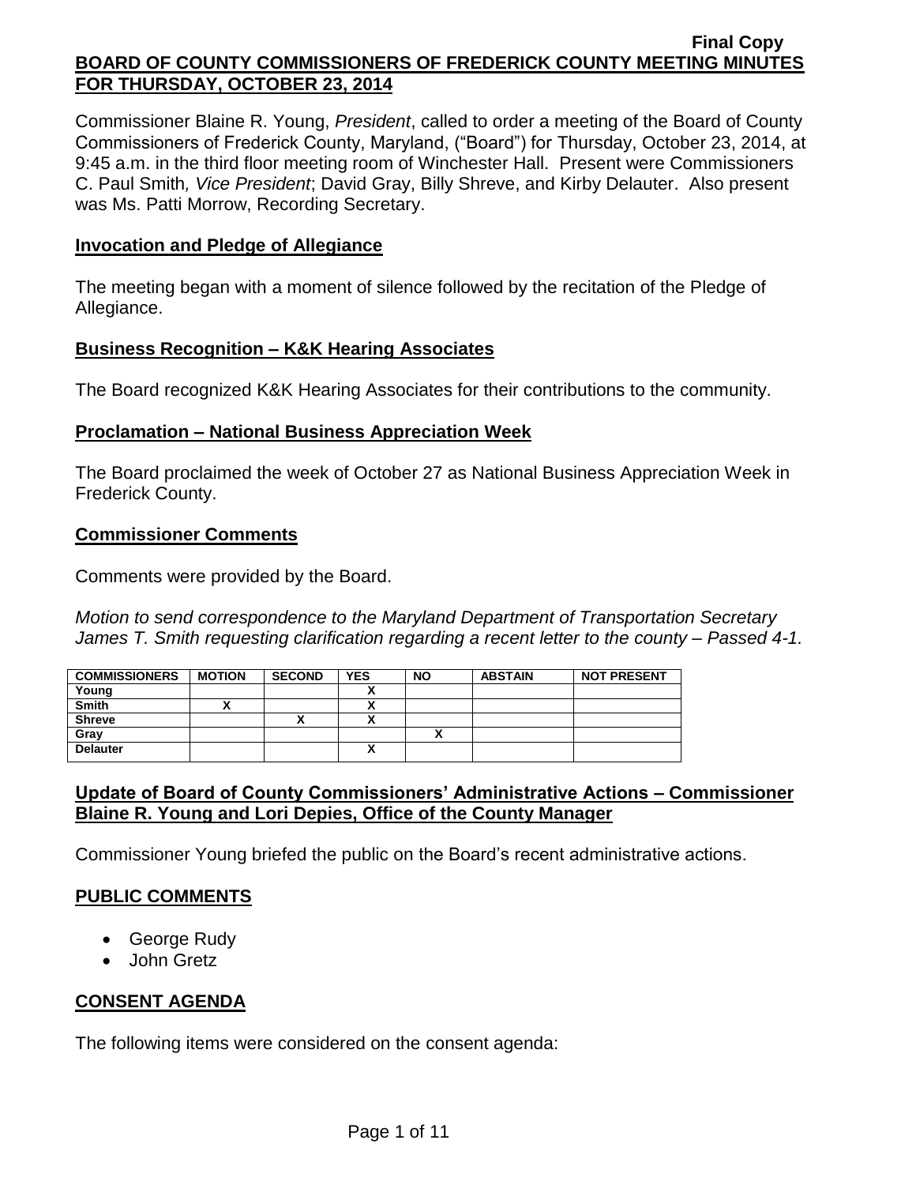Final Copy

# BOARD OF COUNTY COMMISSIONERS OF FREDERICK COUNTY MEETING MINUTES FOR THURSDAY, OCTOBER 23, 2014

Commissioner Blaine R. Young, *President*, called to order a meeting of the Board of County Commissioners of Frederick County, Maryland, ("Board") for Thursday, October 23, 2014, at 9:45 a.m. in the third floor meeting room of Winchester Hall. Present were Commissioners C. Paul Smith*, Vice President*; David Gray, Billy Shreve, and Kirby Delauter. Also present was Ms. Patti Morrow, Recording Secretary.

## Invocation and Pledge of Allegiance

The meeting began with a moment of silence followed by the recitation of the Pledge of Allegiance.

## Business Recognition – K&K Hearing Associates

The Board recognized K&K Hearing Associates for their contributions to the community.

## Proclamation – National Business Appreciation Week

The Board proclaimed the week of October 27 as National Business Appreciation Week in Frederick County.

## Commissioner Comments

Comments were provided by the Board.

*Motion to send correspondence to the Maryland Department of Transportation Secretary James T. Smith requesting clarification regarding a recent letter to the county – Passed 4-1.*

| COMMISSIONERS | MOTION | SECOND | YES | NO | ABSTAIN | NOT PRESENT |
|---|---|---|---|---|---|---|
| Young | | | X | | | |
| Smith | X | | X | | | |
| Shreve | | X | X | | | |
| Gray | | | | X | | |
| Delauter | | | X | | | |

## Update of Board of County Commissioners' Administrative Actions – Commissioner Blaine R. Young and Lori Depies, Office of the County Manager

Commissioner Young briefed the public on the Board's recent administrative actions.

## PUBLIC COMMENTS

- George Rudy
- John Gretz

## CONSENT AGENDA

The following items were considered on the consent agenda: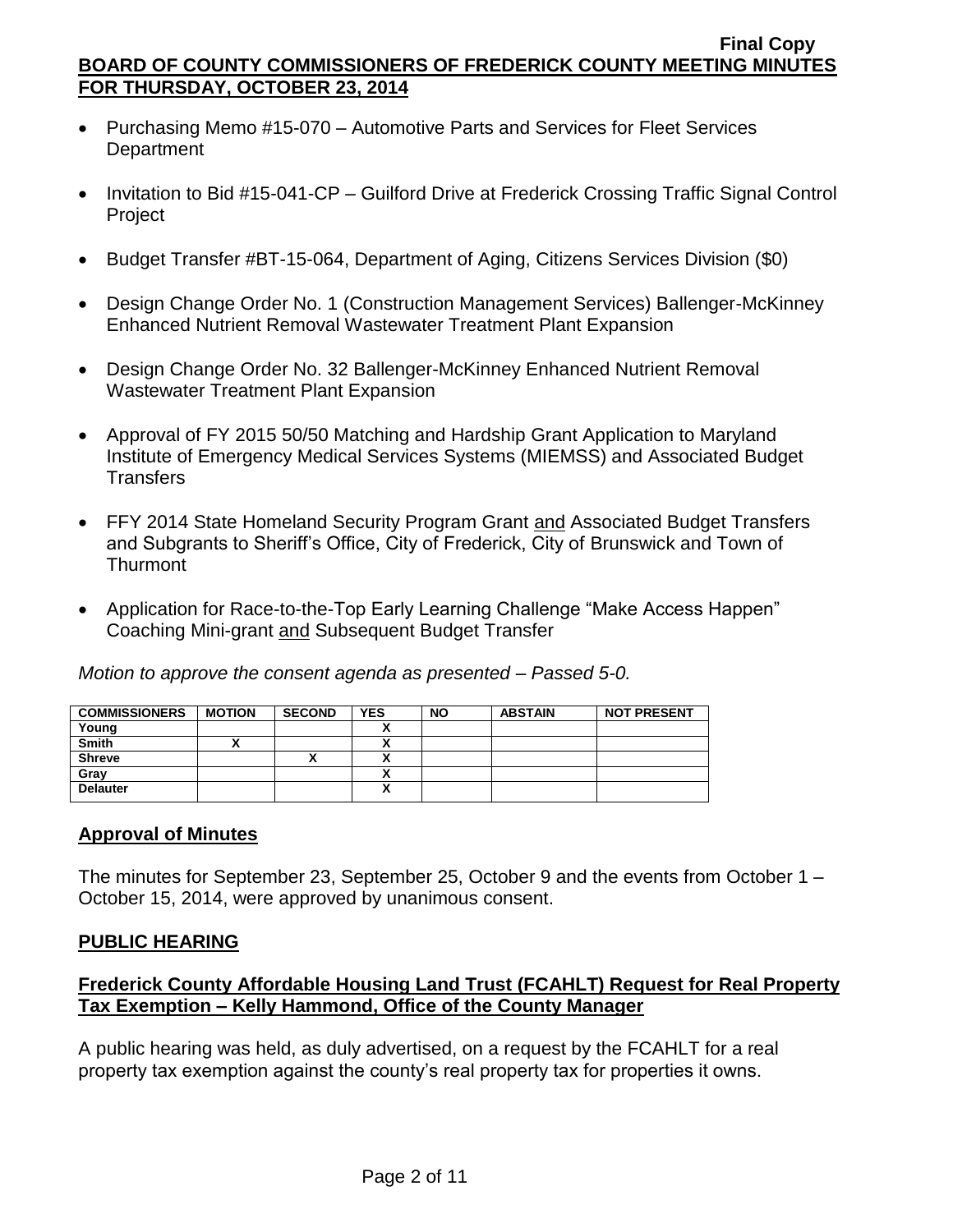- Purchasing Memo #15-070 – Automotive Parts and Services for Fleet Services Department
- Invitation to Bid #15-041-CP – Guilford Drive at Frederick Crossing Traffic Signal Control Project
- Budget Transfer #BT-15-064, Department of Aging, Citizens Services Division ($0)
- Design Change Order No. 1 (Construction Management Services) Ballenger-McKinney Enhanced Nutrient Removal Wastewater Treatment Plant Expansion
- Design Change Order No. 32 Ballenger-McKinney Enhanced Nutrient Removal Wastewater Treatment Plant Expansion
- Approval of FY 2015 50/50 Matching and Hardship Grant Application to Maryland Institute of Emergency Medical Services Systems (MIEMSS) and Associated Budget Transfers
- FFY 2014 State Homeland Security Program Grant and Associated Budget Transfers and Subgrants to Sheriff's Office, City of Frederick, City of Brunswick and Town of Thurmont
- Application for Race-to-the-Top Early Learning Challenge "Make Access Happen" Coaching Mini-grant and Subsequent Budget Transfer

*Motion to approve the consent agenda as presented – Passed 5-0.*

| COMMISSIONERS | MOTION | SECOND | YES | NO | ABSTAIN | NOT PRESENT |
|---|---|---|---|---|---|---|
| Young | | | X | | | |
| Smith | X | | X | | | |
| Shreve | | X | X | | | |
| Gray | | | X | | | |
| Delauter | | | X | | | |

## Approval of Minutes

The minutes for September 23, September 25, October 9 and the events from October 1 – October 15, 2014, were approved by unanimous consent.

## PUBLIC HEARING

### Frederick County Affordable Housing Land Trust (FCAHLT) Request for Real Property Tax Exemption – Kelly Hammond, Office of the County Manager

A public hearing was held, as duly advertised, on a request by the FCAHLT for a real property tax exemption against the county's real property tax for properties it owns.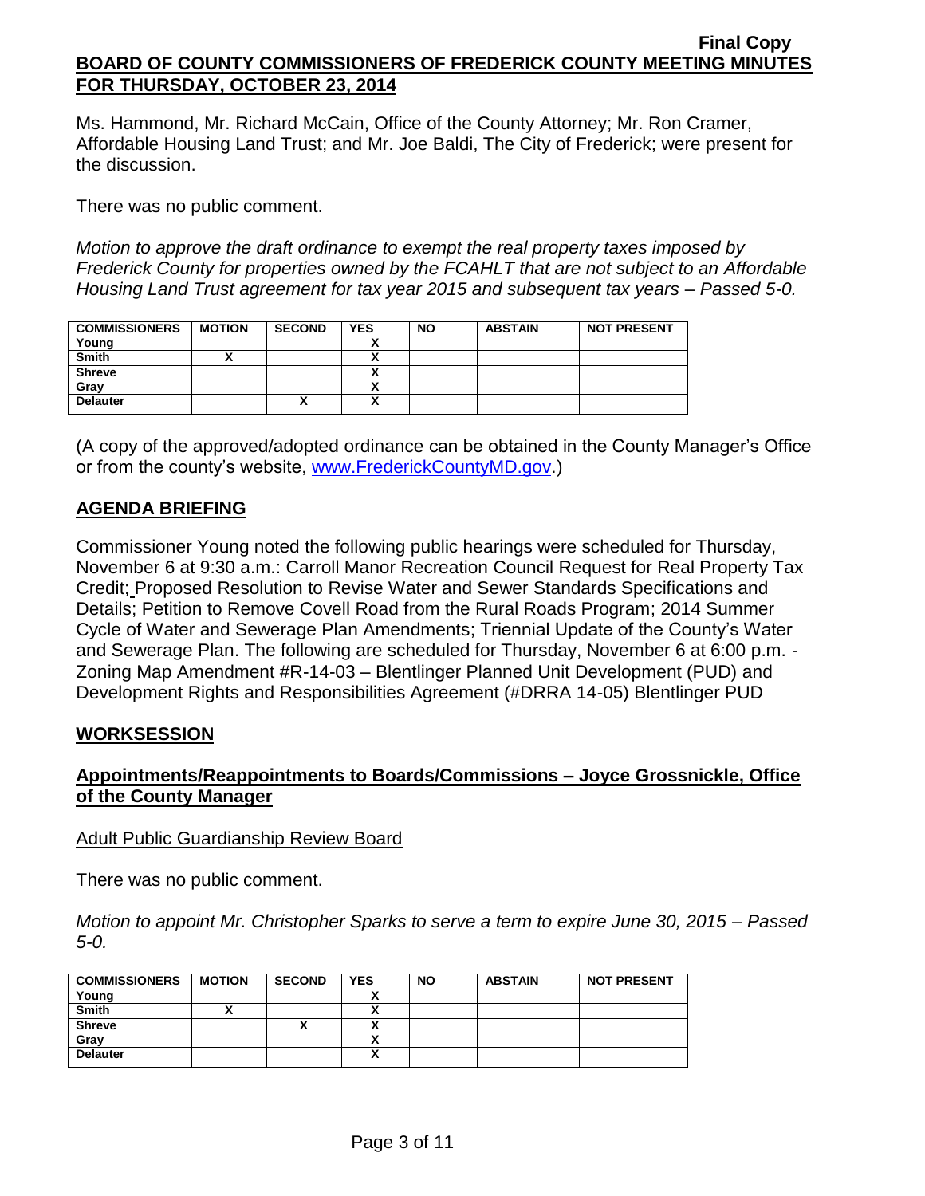Ms. Hammond, Mr. Richard McCain, Office of the County Attorney; Mr. Ron Cramer, Affordable Housing Land Trust; and Mr. Joe Baldi, The City of Frederick; were present for the discussion.

There was no public comment.

*Motion to approve the draft ordinance to exempt the real property taxes imposed by Frederick County for properties owned by the FCAHLT that are not subject to an Affordable Housing Land Trust agreement for tax year 2015 and subsequent tax years – Passed 5-0.*

| COMMISSIONERS | MOTION | SECOND | YES | NO | ABSTAIN | NOT PRESENT |
|---|---|---|---|---|---|---|
| Young | | | X | | | |
| Smith | X | | X | | | |
| Shreve | | | X | | | |
| Gray | | | X | | | |
| Delauter | | X | X | | | |

(A copy of the approved/adopted ordinance can be obtained in the County Manager's Office or from the county's website, www.FrederickCountyMD.gov.)

## AGENDA BRIEFING

Commissioner Young noted the following public hearings were scheduled for Thursday, November 6 at 9:30 a.m.: Carroll Manor Recreation Council Request for Real Property Tax Credit; Proposed Resolution to Revise Water and Sewer Standards Specifications and Details; Petition to Remove Covell Road from the Rural Roads Program; 2014 Summer Cycle of Water and Sewerage Plan Amendments; Triennial Update of the County's Water and Sewerage Plan. The following are scheduled for Thursday, November 6 at 6:00 p.m. - Zoning Map Amendment #R-14-03 – Blentlinger Planned Unit Development (PUD) and Development Rights and Responsibilities Agreement (#DRRA 14-05) Blentlinger PUD

## WORKSESSION

### Appointments/Reappointments to Boards/Commissions – Joyce Grossnickle, Office of the County Manager

Adult Public Guardianship Review Board

There was no public comment.

*Motion to appoint Mr. Christopher Sparks to serve a term to expire June 30, 2015 – Passed 5-0.*

| COMMISSIONERS | MOTION | SECOND | YES | NO | ABSTAIN | NOT PRESENT |
|---|---|---|---|---|---|---|
| Young | | | X | | | |
| Smith | X | | X | | | |
| Shreve | | X | X | | | |
| Gray | | | X | | | |
| Delauter | | | X | | | |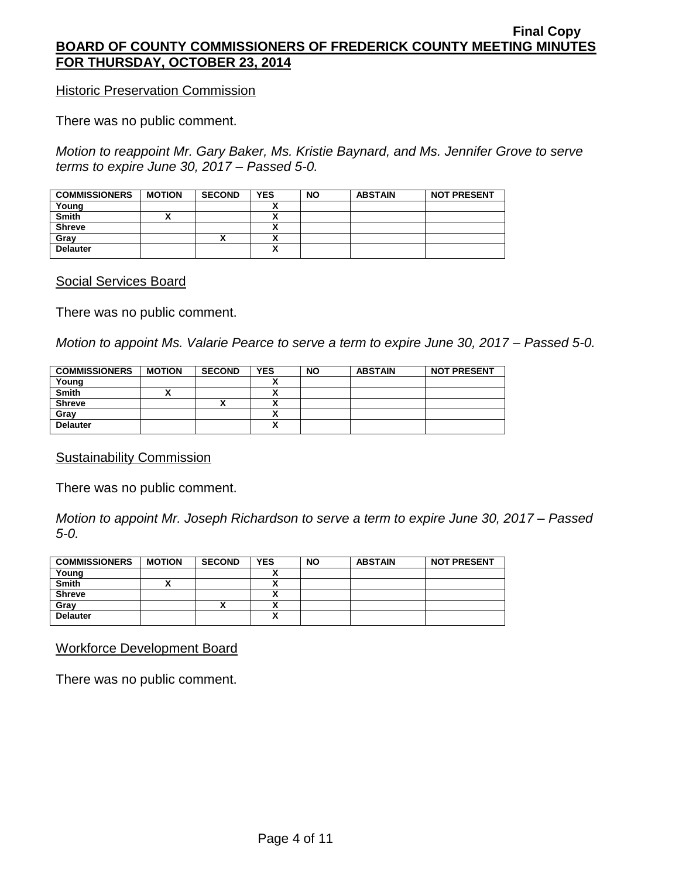Historic Preservation Commission

There was no public comment.

*Motion to reappoint Mr. Gary Baker, Ms. Kristie Baynard, and Ms. Jennifer Grove to serve terms to expire June 30, 2017 – Passed 5-0.*

| COMMISSIONERS | MOTION | SECOND | YES | NO | ABSTAIN | NOT PRESENT |
|---|---|---|---|---|---|---|
| Young | | | X | | | |
| Smith | X | | X | | | |
| Shreve | | | X | | | |
| Gray | | X | X | | | |
| Delauter | | | X | | | |

Social Services Board

There was no public comment.

*Motion to appoint Ms. Valarie Pearce to serve a term to expire June 30, 2017 – Passed 5-0.*

| COMMISSIONERS | MOTION | SECOND | YES | NO | ABSTAIN | NOT PRESENT |
|---|---|---|---|---|---|---|
| Young | | | X | | | |
| Smith | X | | X | | | |
| Shreve | | X | X | | | |
| Gray | | | X | | | |
| Delauter | | | X | | | |

Sustainability Commission

There was no public comment.

*Motion to appoint Mr. Joseph Richardson to serve a term to expire June 30, 2017 – Passed 5-0.*

| COMMISSIONERS | MOTION | SECOND | YES | NO | ABSTAIN | NOT PRESENT |
|---|---|---|---|---|---|---|
| Young | | | X | | | |
| Smith | X | | X | | | |
| Shreve | | | X | | | |
| Gray | | X | X | | | |
| Delauter | | | X | | | |

Workforce Development Board

There was no public comment.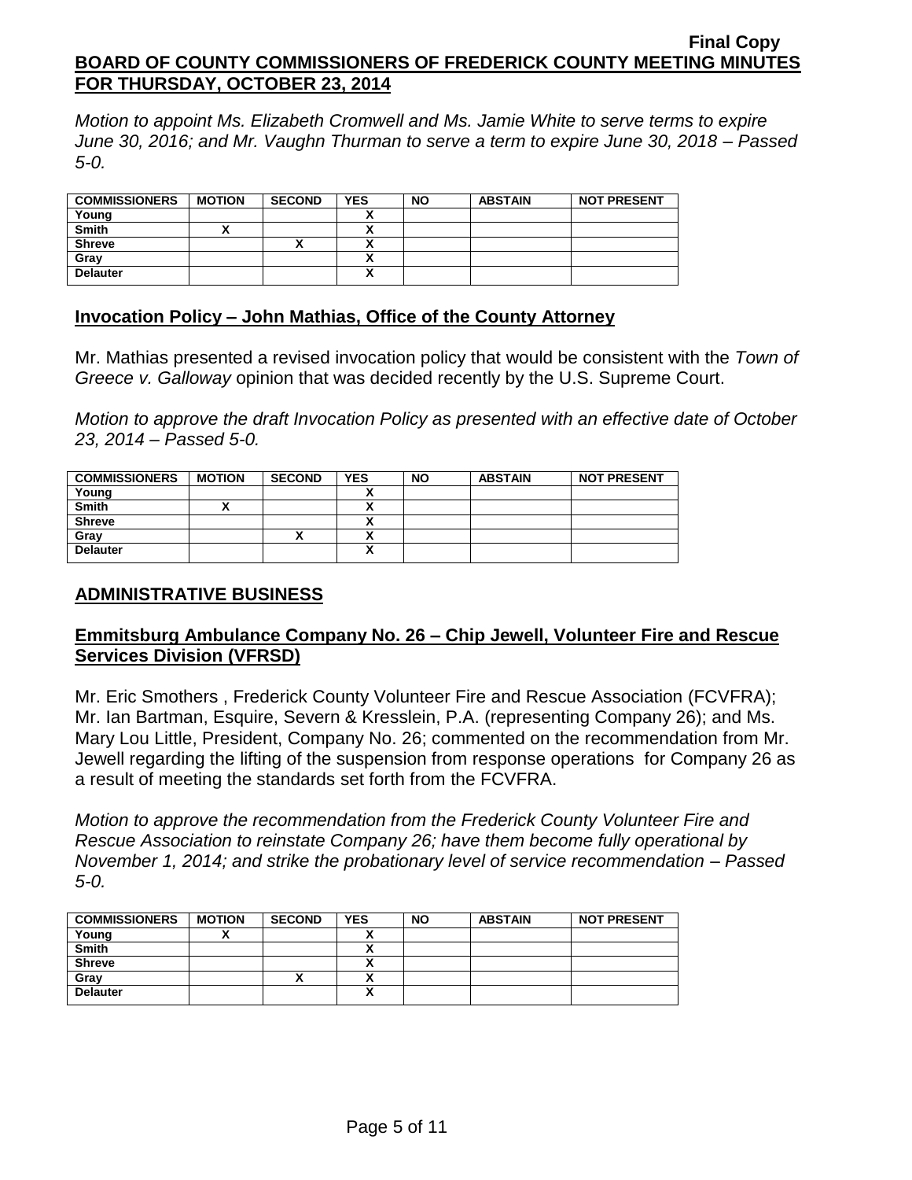*Motion to appoint Ms. Elizabeth Cromwell and Ms. Jamie White to serve terms to expire June 30, 2016; and Mr. Vaughn Thurman to serve a term to expire June 30, 2018 – Passed 5-0.*

| COMMISSIONERS | MOTION | SECOND | YES | NO | ABSTAIN | NOT PRESENT |
|---|---|---|---|---|---|---|
| Young | | | X | | | |
| Smith | X | | X | | | |
| Shreve | | X | X | | | |
| Gray | | | X | | | |
| Delauter | | | X | | | |

## Invocation Policy – John Mathias, Office of the County Attorney

Mr. Mathias presented a revised invocation policy that would be consistent with the *Town of Greece v. Galloway* opinion that was decided recently by the U.S. Supreme Court.

*Motion to approve the draft Invocation Policy as presented with an effective date of October 23, 2014 – Passed 5-0.*

| COMMISSIONERS | MOTION | SECOND | YES | NO | ABSTAIN | NOT PRESENT |
|---|---|---|---|---|---|---|
| Young | | | X | | | |
| Smith | X | | X | | | |
| Shreve | | | X | | | |
| Gray | | X | X | | | |
| Delauter | | | X | | | |

## ADMINISTRATIVE BUSINESS

## Emmitsburg Ambulance Company No. 26 – Chip Jewell, Volunteer Fire and Rescue Services Division (VFRSD)

Mr. Eric Smothers , Frederick County Volunteer Fire and Rescue Association (FCVFRA); Mr. Ian Bartman, Esquire, Severn & Kresslein, P.A. (representing Company 26); and Ms. Mary Lou Little, President, Company No. 26; commented on the recommendation from Mr. Jewell regarding the lifting of the suspension from response operations for Company 26 as a result of meeting the standards set forth from the FCVFRA.

*Motion to approve the recommendation from the Frederick County Volunteer Fire and Rescue Association to reinstate Company 26; have them become fully operational by November 1, 2014; and strike the probationary level of service recommendation – Passed 5-0.*

| COMMISSIONERS | MOTION | SECOND | YES | NO | ABSTAIN | NOT PRESENT |
|---|---|---|---|---|---|---|
| Young | X | | X | | | |
| Smith | | | X | | | |
| Shreve | | | X | | | |
| Gray | | X | X | | | |
| Delauter | | | X | | | |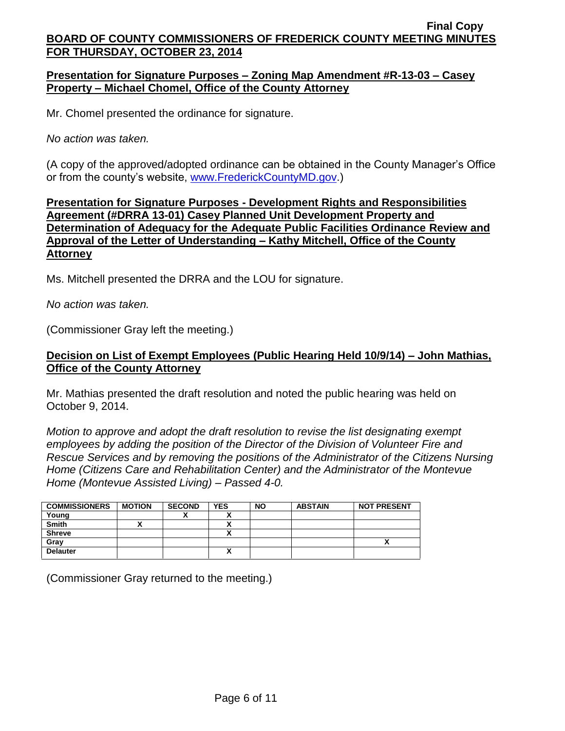**Final Copy**

**BOARD OF COUNTY COMMISSIONERS OF FREDERICK COUNTY MEETING MINUTES FOR THURSDAY, OCTOBER 23, 2014**

**Presentation for Signature Purposes – Zoning Map Amendment #R-13-03 – Casey Property – Michael Chomel, Office of the County Attorney**

Mr. Chomel presented the ordinance for signature.

*No action was taken.*

(A copy of the approved/adopted ordinance can be obtained in the County Manager's Office or from the county's website, www.FrederickCountyMD.gov.)

**Presentation for Signature Purposes - Development Rights and Responsibilities Agreement (#DRRA 13-01) Casey Planned Unit Development Property and Determination of Adequacy for the Adequate Public Facilities Ordinance Review and Approval of the Letter of Understanding – Kathy Mitchell, Office of the County Attorney**

Ms. Mitchell presented the DRRA and the LOU for signature.

*No action was taken.*

(Commissioner Gray left the meeting.)

**Decision on List of Exempt Employees (Public Hearing Held 10/9/14) – John Mathias, Office of the County Attorney**

Mr. Mathias presented the draft resolution and noted the public hearing was held on October 9, 2014.

*Motion to approve and adopt the draft resolution to revise the list designating exempt employees by adding the position of the Director of the Division of Volunteer Fire and Rescue Services and by removing the positions of the Administrator of the Citizens Nursing Home (Citizens Care and Rehabilitation Center) and the Administrator of the Montevue Home (Montevue Assisted Living) – Passed 4-0.*

| COMMISSIONERS | MOTION | SECOND | YES | NO | ABSTAIN | NOT PRESENT |
|---|---|---|---|---|---|---|
| Young | | X | X | | | |
| Smith | X | | X | | | |
| Shreve | | | X | | | |
| Gray | | | | | | X |
| Delauter | | | X | | | |

(Commissioner Gray returned to the meeting.)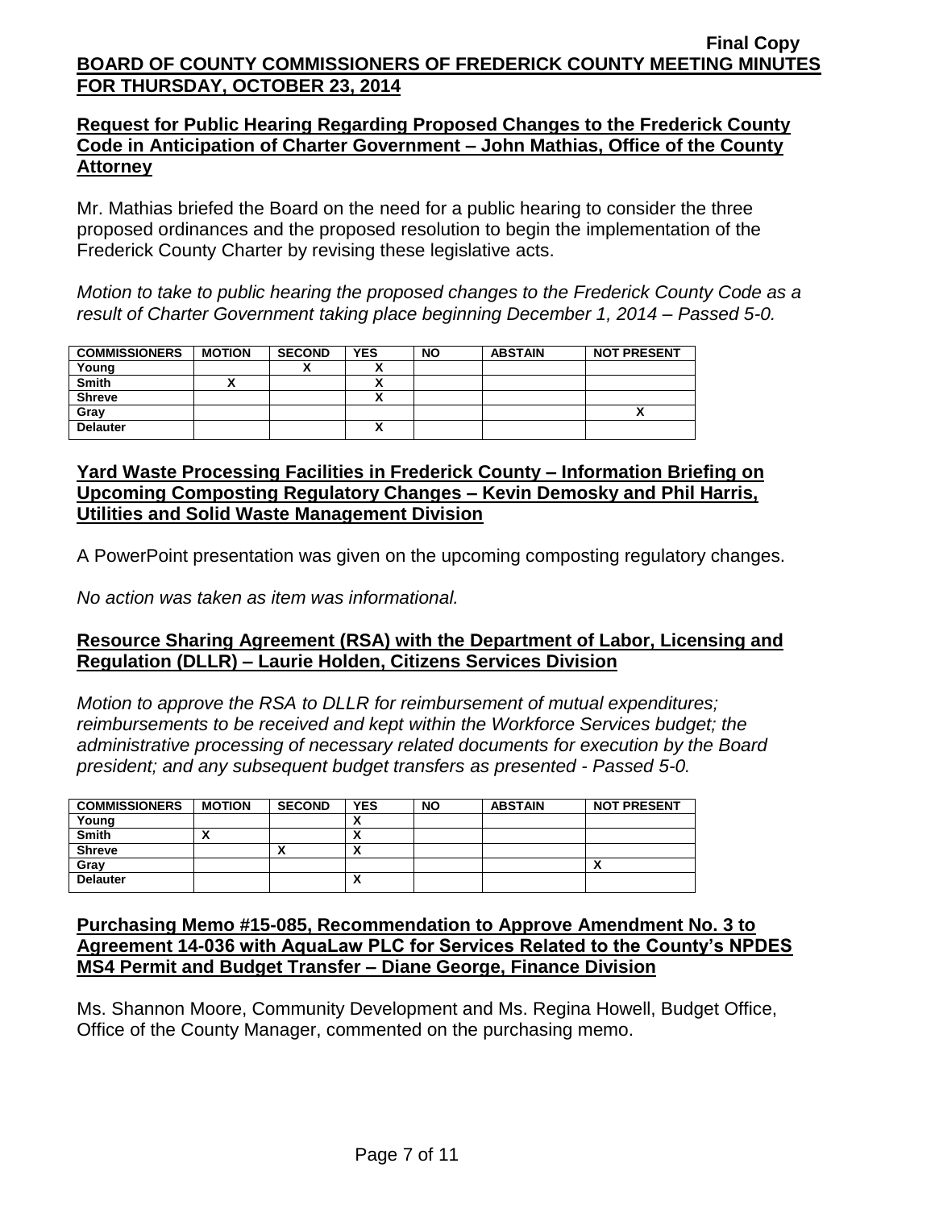**Final Copy**

**BOARD OF COUNTY COMMISSIONERS OF FREDERICK COUNTY MEETING MINUTES FOR THURSDAY, OCTOBER 23, 2014**

**Request for Public Hearing Regarding Proposed Changes to the Frederick County Code in Anticipation of Charter Government – John Mathias, Office of the County Attorney**

Mr. Mathias briefed the Board on the need for a public hearing to consider the three proposed ordinances and the proposed resolution to begin the implementation of the Frederick County Charter by revising these legislative acts.

*Motion to take to public hearing the proposed changes to the Frederick County Code as a result of Charter Government taking place beginning December 1, 2014 – Passed 5-0.*

| COMMISSIONERS | MOTION | SECOND | YES | NO | ABSTAIN | NOT PRESENT |
|---|---|---|---|---|---|---|
| Young | | X | X | | | |
| Smith | X | | X | | | |
| Shreve | | | X | | | |
| Gray | | | | | | X |
| Delauter | | | X | | | |

**Yard Waste Processing Facilities in Frederick County – Information Briefing on Upcoming Composting Regulatory Changes – Kevin Demosky and Phil Harris, Utilities and Solid Waste Management Division**

A PowerPoint presentation was given on the upcoming composting regulatory changes.

*No action was taken as item was informational.*

**Resource Sharing Agreement (RSA) with the Department of Labor, Licensing and Regulation (DLLR) – Laurie Holden, Citizens Services Division**

*Motion to approve the RSA to DLLR for reimbursement of mutual expenditures; reimbursements to be received and kept within the Workforce Services budget; the administrative processing of necessary related documents for execution by the Board president; and any subsequent budget transfers as presented - Passed 5-0.*

| COMMISSIONERS | MOTION | SECOND | YES | NO | ABSTAIN | NOT PRESENT |
|---|---|---|---|---|---|---|
| Young | | | X | | | |
| Smith | X | | X | | | |
| Shreve | | X | X | | | |
| Gray | | | | | | X |
| Delauter | | | X | | | |

**Purchasing Memo #15-085, Recommendation to Approve Amendment No. 3 to Agreement 14-036 with AquaLaw PLC for Services Related to the County's NPDES MS4 Permit and Budget Transfer – Diane George, Finance Division**

Ms. Shannon Moore, Community Development and Ms. Regina Howell, Budget Office, Office of the County Manager, commented on the purchasing memo.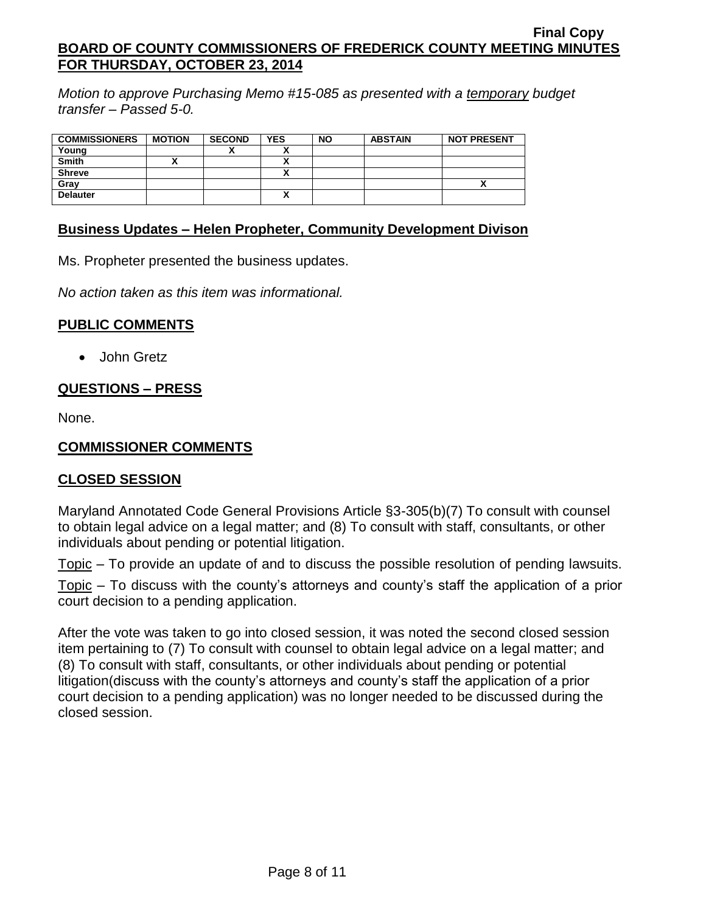**Final Copy**
**BOARD OF COUNTY COMMISSIONERS OF FREDERICK COUNTY MEETING MINUTES FOR THURSDAY, OCTOBER 23, 2014**

*Motion to approve Purchasing Memo #15-085 as presented with a temporary budget transfer – Passed 5-0.*

| COMMISSIONERS | MOTION | SECOND | YES | NO | ABSTAIN | NOT PRESENT |
|---|---|---|---|---|---|---|
| Young | | X | X | | | |
| Smith | X | | X | | | |
| Shreve | | | X | | | |
| Gray | | | | | | X |
| Delauter | | | X | | | |

## Business Updates – Helen Propheter, Community Development Divison

Ms. Propheter presented the business updates.

*No action taken as this item was informational.*

## PUBLIC COMMENTS

- John Gretz

## QUESTIONS – PRESS

None.

## COMMISSIONER COMMENTS

## CLOSED SESSION

Maryland Annotated Code General Provisions Article §3-305(b)(7) To consult with counsel to obtain legal advice on a legal matter; and (8) To consult with staff, consultants, or other individuals about pending or potential litigation.

Topic – To provide an update of and to discuss the possible resolution of pending lawsuits.

Topic – To discuss with the county's attorneys and county's staff the application of a prior court decision to a pending application.

After the vote was taken to go into closed session, it was noted the second closed session item pertaining to (7) To consult with counsel to obtain legal advice on a legal matter; and (8) To consult with staff, consultants, or other individuals about pending or potential litigation(discuss with the county's attorneys and county's staff the application of a prior court decision to a pending application) was no longer needed to be discussed during the closed session.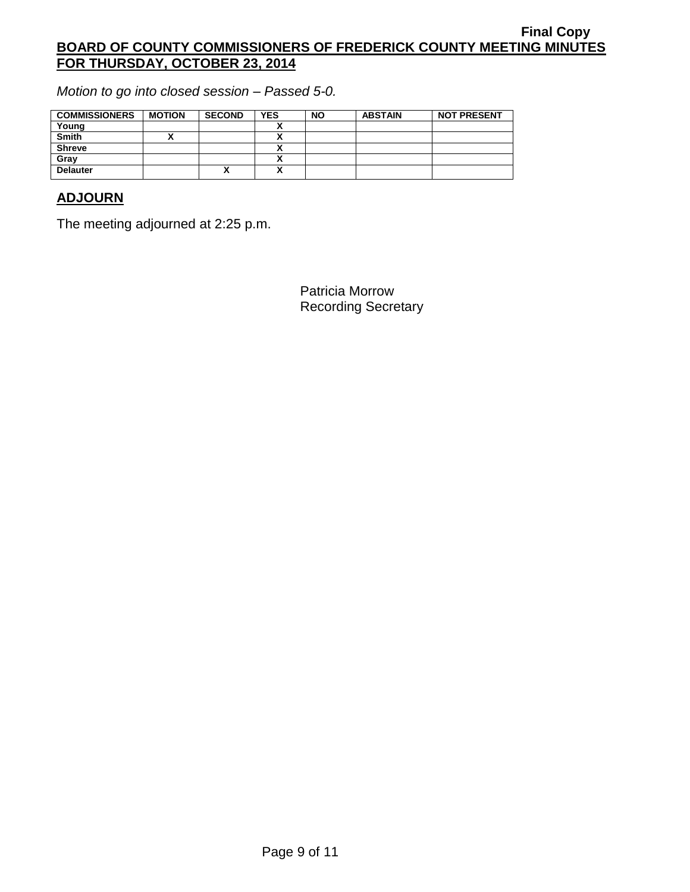*Motion to go into closed session – Passed 5-0.*

| COMMISSIONERS | MOTION | SECOND | YES | NO | ABSTAIN | NOT PRESENT |
|---|---|---|---|---|---|---|
| Young | | | X | | | |
| Smith | X | | X | | | |
| Shreve | | | X | | | |
| Gray | | | X | | | |
| Delauter | | X | X | | | |

## ADJOURN

The meeting adjourned at 2:25 p.m.

Patricia Morrow
Recording Secretary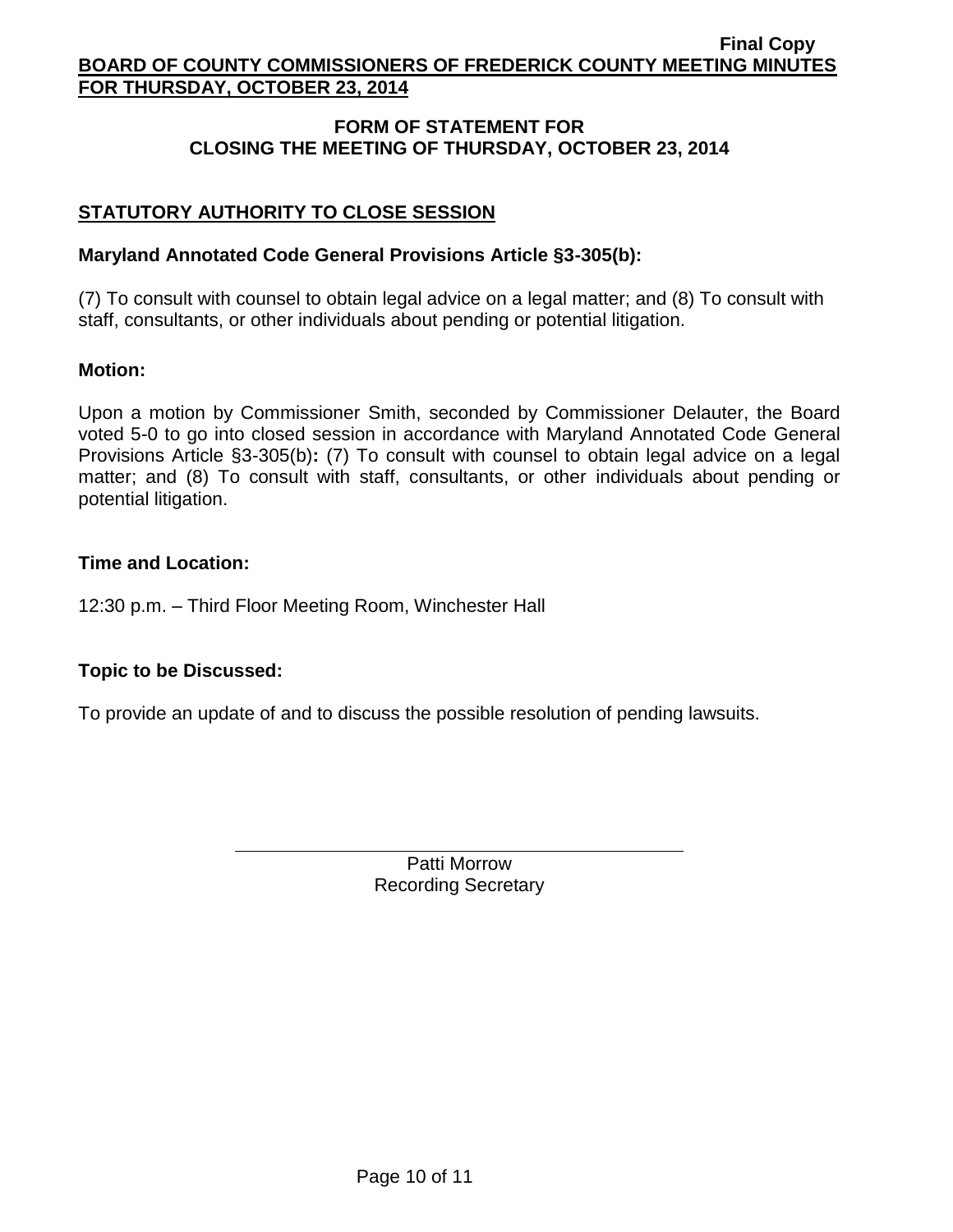## FORM OF STATEMENT FOR CLOSING THE MEETING OF THURSDAY, OCTOBER 23, 2014

### STATUTORY AUTHORITY TO CLOSE SESSION

**Maryland Annotated Code General Provisions Article §3-305(b):**

(7) To consult with counsel to obtain legal advice on a legal matter; and (8) To consult with staff, consultants, or other individuals about pending or potential litigation.

**Motion:**

Upon a motion by Commissioner Smith, seconded by Commissioner Delauter, the Board voted 5-0 to go into closed session in accordance with Maryland Annotated Code General Provisions Article §3-305(b)**:** (7) To consult with counsel to obtain legal advice on a legal matter; and (8) To consult with staff, consultants, or other individuals about pending or potential litigation.

**Time and Location:**

12:30 p.m. – Third Floor Meeting Room, Winchester Hall

**Topic to be Discussed:**

To provide an update of and to discuss the possible resolution of pending lawsuits.

Patti Morrow
Recording Secretary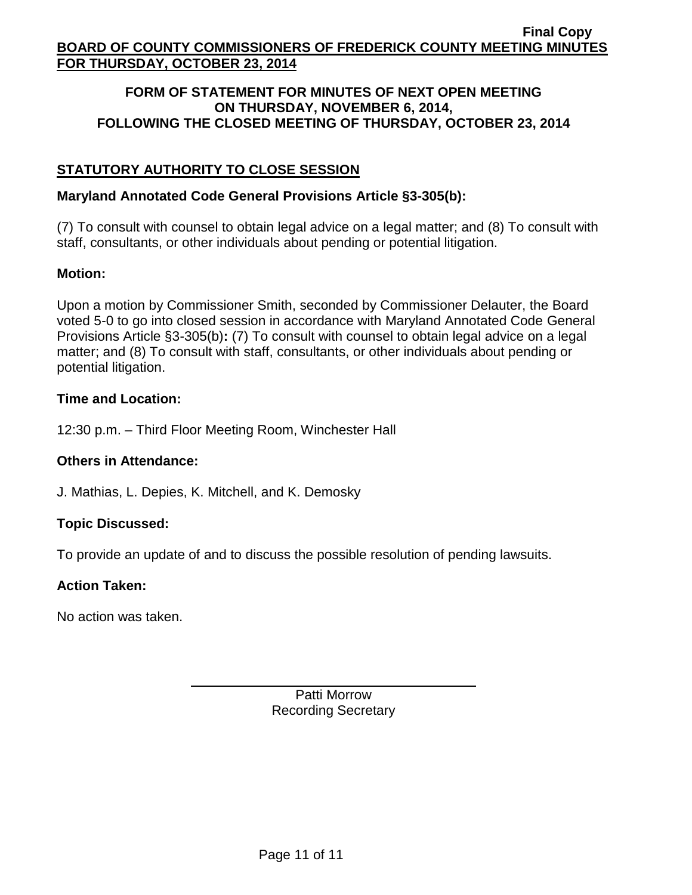**Final Copy**

**BOARD OF COUNTY COMMISSIONERS OF FREDERICK COUNTY MEETING MINUTES FOR THURSDAY, OCTOBER 23, 2014**

**FORM OF STATEMENT FOR MINUTES OF NEXT OPEN MEETING ON THURSDAY, NOVEMBER 6, 2014, FOLLOWING THE CLOSED MEETING OF THURSDAY, OCTOBER 23, 2014**

## STATUTORY AUTHORITY TO CLOSE SESSION

**Maryland Annotated Code General Provisions Article §3-305(b):**

(7) To consult with counsel to obtain legal advice on a legal matter; and (8) To consult with staff, consultants, or other individuals about pending or potential litigation.

**Motion:**

Upon a motion by Commissioner Smith, seconded by Commissioner Delauter, the Board voted 5-0 to go into closed session in accordance with Maryland Annotated Code General Provisions Article §3-305(b)**:** (7) To consult with counsel to obtain legal advice on a legal matter; and (8) To consult with staff, consultants, or other individuals about pending or potential litigation.

**Time and Location:**

12:30 p.m. – Third Floor Meeting Room, Winchester Hall

**Others in Attendance:**

J. Mathias, L. Depies, K. Mitchell, and K. Demosky

**Topic Discussed:**

To provide an update of and to discuss the possible resolution of pending lawsuits.

**Action Taken:**

No action was taken.

Patti Morrow
Recording Secretary